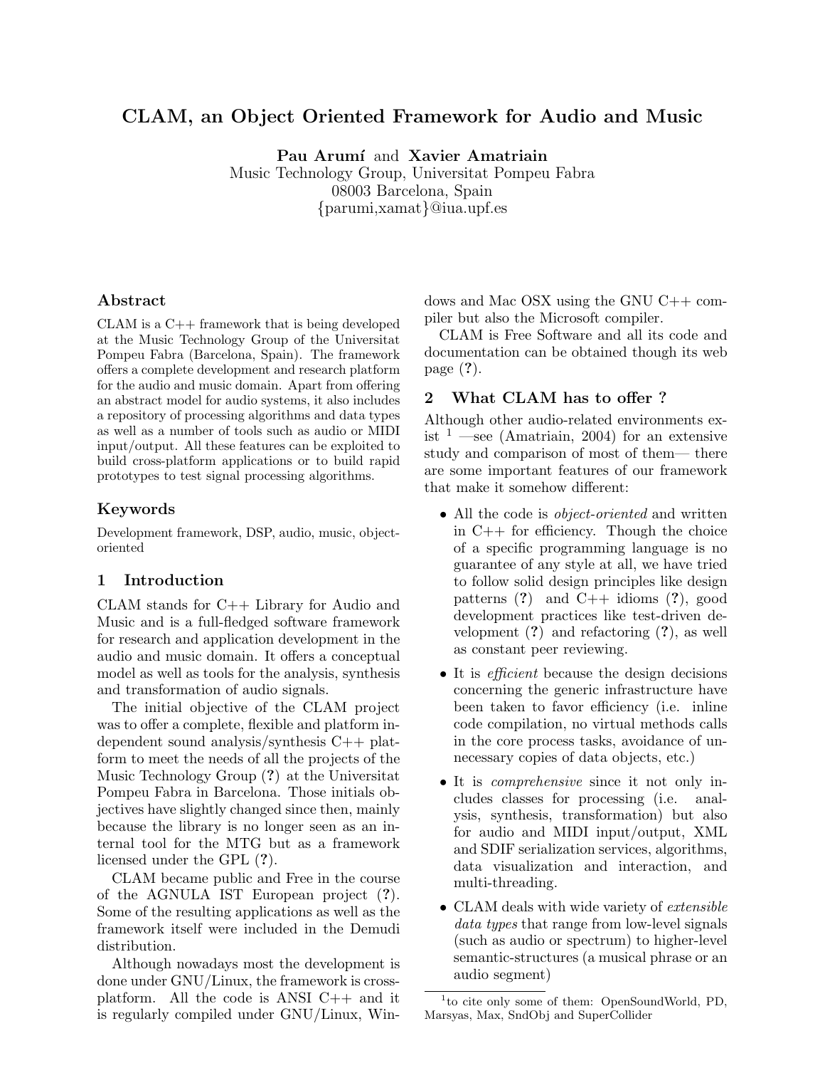# CLAM, an Object Oriented Framework for Audio and Music

**Pau Arumí** and **Xavier Amatriain**
Music Technology Group, Universitat Pompeu Fabra
08003 Barcelona, Spain
{parumi,xamat}@iua.upf.es

### Abstract

CLAM is a C++ framework that is being developed at the Music Technology Group of the Universitat Pompeu Fabra (Barcelona, Spain). The framework offers a complete development and research platform for the audio and music domain. Apart from offering an abstract model for audio systems, it also includes a repository of processing algorithms and data types as well as a number of tools such as audio or MIDI input/output. All these features can be exploited to build cross-platform applications or to build rapid prototypes to test signal processing algorithms.

### Keywords

Development framework, DSP, audio, music, object-oriented

## 1 Introduction

CLAM stands for C++ Library for Audio and Music and is a full-fledged software framework for research and application development in the audio and music domain. It offers a conceptual model as well as tools for the analysis, synthesis and transformation of audio signals.

The initial objective of the CLAM project was to offer a complete, flexible and platform independent sound analysis/synthesis C++ platform to meet the needs of all the projects of the Music Technology Group (**?**) at the Universitat Pompeu Fabra in Barcelona. Those initials objectives have slightly changed since then, mainly because the library is no longer seen as an internal tool for the MTG but as a framework licensed under the GPL (**?**).

CLAM became public and Free in the course of the AGNULA IST European project (**?**). Some of the resulting applications as well as the framework itself were included in the Demudi distribution.

Although nowadays most the development is done under GNU/Linux, the framework is cross-platform. All the code is ANSI C++ and it is regularly compiled under GNU/Linux, Windows and Mac OSX using the GNU C++ compiler but also the Microsoft compiler.

CLAM is Free Software and all its code and documentation can be obtained though its web page (**?**).

## 2 What CLAM has to offer ?

Although other audio-related environments exist [1] —see (Amatriain, 2004) for an extensive study and comparison of most of them— there are some important features of our framework that make it somehow different:

- All the code is *object-oriented* and written in C++ for efficiency. Though the choice of a specific programming language is no guarantee of any style at all, we have tried to follow solid design principles like design patterns (**?**) and C++ idioms (**?**), good development practices like test-driven development (**?**) and refactoring (**?**), as well as constant peer reviewing.
- It is *efficient* because the design decisions concerning the generic infrastructure have been taken to favor efficiency (i.e. inline code compilation, no virtual methods calls in the core process tasks, avoidance of unnecessary copies of data objects, etc.)
- It is *comprehensive* since it not only includes classes for processing (i.e. analysis, synthesis, transformation) but also for audio and MIDI input/output, XML and SDIF serialization services, algorithms, data visualization and interaction, and multi-threading.
- CLAM deals with wide variety of *extensible data types* that range from low-level signals (such as audio or spectrum) to higher-level semantic-structures (a musical phrase or an audio segment)

[1] to cite only some of them: OpenSoundWorld, PD, Marsyas, Max, SndObj and SuperCollider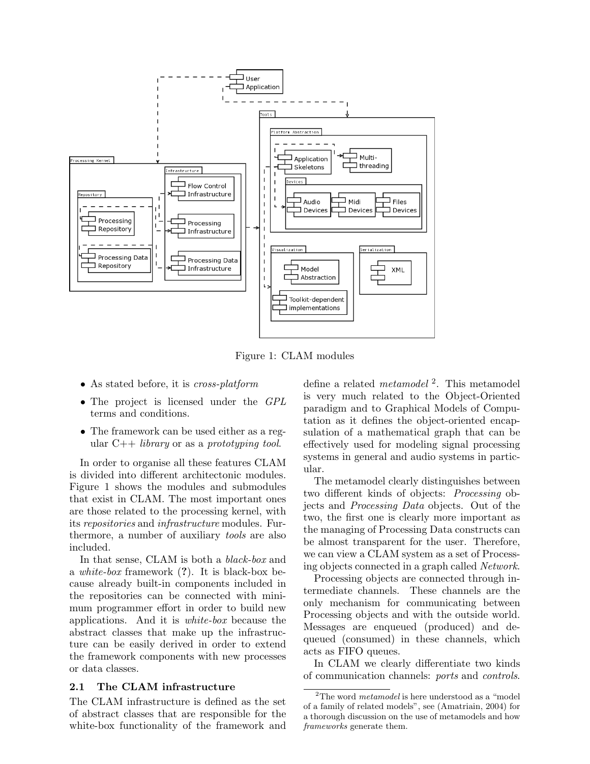Figure 1: CLAM modules

- As stated before, it is *cross-platform*
- The project is licensed under the *GPL* terms and conditions.
- The framework can be used either as a regular C++ *library* or as a *prototyping tool*.

In order to organise all these features CLAM is divided into different architectonic modules. Figure 1 shows the modules and submodules that exist in CLAM. The most important ones are those related to the processing kernel, with its *repositories* and *infrastructure* modules. Furthermore, a number of auxiliary *tools* are also included.

In that sense, CLAM is both a *black-box* and a *white-box* framework (**?**). It is black-box because already built-in components included in the repositories can be connected with minimum programmer effort in order to build new applications. And it is *white-box* because the abstract classes that make up the infrastructure can be easily derived in order to extend the framework components with new processes or data classes.

### 2.1 The CLAM infrastructure

The CLAM infrastructure is defined as the set of abstract classes that are responsible for the white-box functionality of the framework and define a related *metamodel* [2]. This metamodel is very much related to the Object-Oriented paradigm and to Graphical Models of Computation as it defines the object-oriented encapsulation of a mathematical graph that can be effectively used for modeling signal processing systems in general and audio systems in particular.

The metamodel clearly distinguishes between two different kinds of objects: *Processing* objects and *Processing Data* objects. Out of the two, the first one is clearly more important as the managing of Processing Data constructs can be almost transparent for the user. Therefore, we can view a CLAM system as a set of Processing objects connected in a graph called *Network*.

Processing objects are connected through intermediate channels. These channels are the only mechanism for communicating between Processing objects and with the outside world. Messages are enqueued (produced) and dequeued (consumed) in these channels, which acts as FIFO queues.

In CLAM we clearly differentiate two kinds of communication channels: *ports* and *controls*.

[2] The word *metamodel* is here understood as a "model of a family of related models", see (Amatriain, 2004) for a thorough discussion on the use of metamodels and how *frameworks* generate them.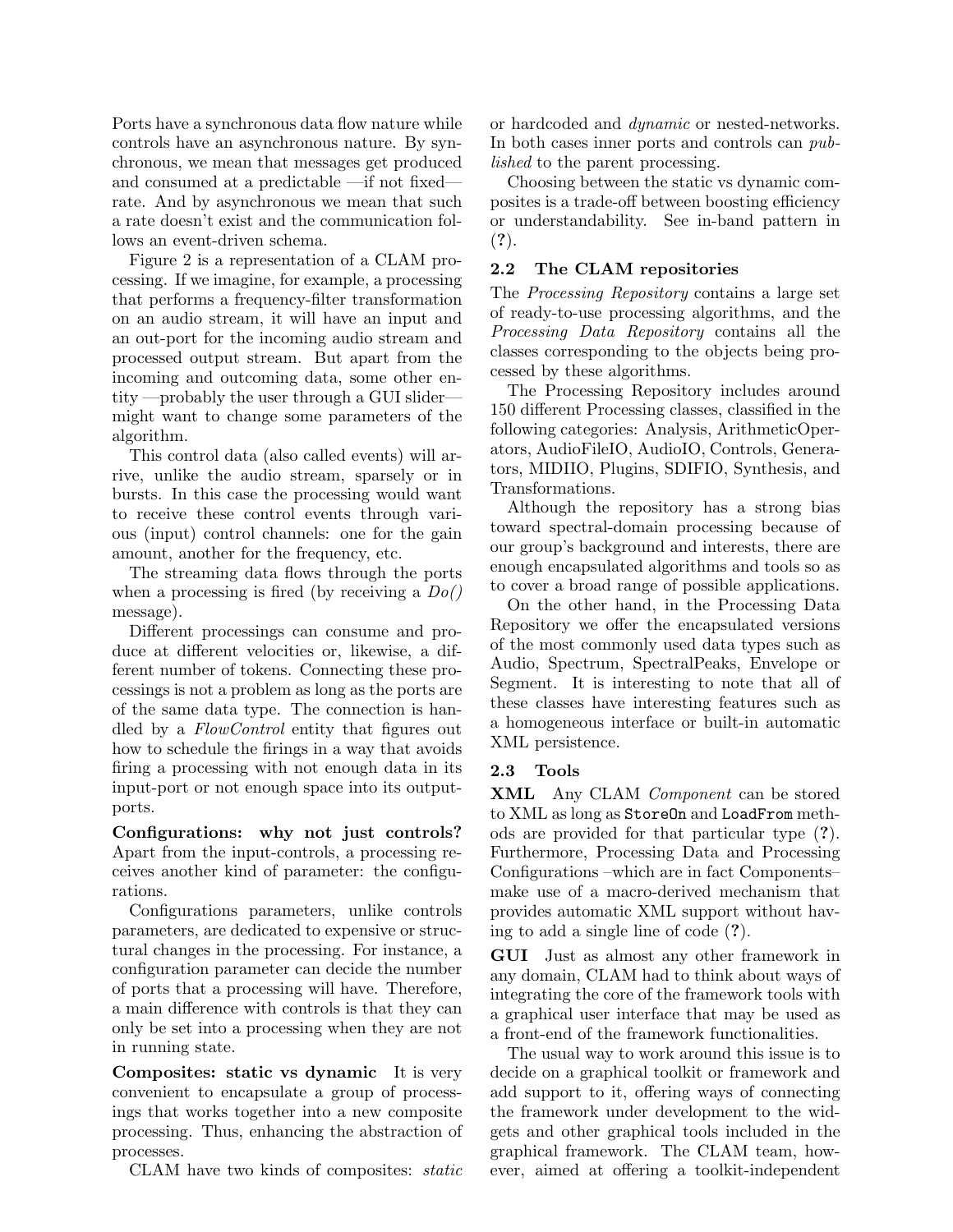Ports have a synchronous data flow nature while controls have an asynchronous nature. By synchronous, we mean that messages get produced and consumed at a predictable —if not fixed— rate. And by asynchronous we mean that such a rate doesn't exist and the communication follows an event-driven schema.

Figure 2 is a representation of a CLAM processing. If we imagine, for example, a processing that performs a frequency-filter transformation on an audio stream, it will have an input and an out-port for the incoming audio stream and processed output stream. But apart from the incoming and outcoming data, some other entity —probably the user through a GUI slider— might want to change some parameters of the algorithm.

This control data (also called events) will arrive, unlike the audio stream, sparsely or in bursts. In this case the processing would want to receive these control events through various (input) control channels: one for the gain amount, another for the frequency, etc.

The streaming data flows through the ports when a processing is fired (by receiving a *Do()* message).

Different processings can consume and produce at different velocities or, likewise, a different number of tokens. Connecting these processings is not a problem as long as the ports are of the same data type. The connection is handled by a *FlowControl* entity that figures out how to schedule the firings in a way that avoids firing a processing with not enough data in its input-port or not enough space into its output-ports.

**Configurations: why not just controls?** Apart from the input-controls, a processing receives another kind of parameter: the configurations.

Configurations parameters, unlike controls parameters, are dedicated to expensive or structural changes in the processing. For instance, a configuration parameter can decide the number of ports that a processing will have. Therefore, a main difference with controls is that they can only be set into a processing when they are not in running state.

**Composites: static vs dynamic** It is very convenient to encapsulate a group of processings that works together into a new composite processing. Thus, enhancing the abstraction of processes.

CLAM have two kinds of composites: *static* or hardcoded and *dynamic* or nested-networks. In both cases inner ports and controls can *published* to the parent processing.

Choosing between the static vs dynamic composites is a trade-off between boosting efficiency or understandability. See in-band pattern in (**?**).

### 2.2 The CLAM repositories

The *Processing Repository* contains a large set of ready-to-use processing algorithms, and the *Processing Data Repository* contains all the classes corresponding to the objects being processed by these algorithms.

The Processing Repository includes around 150 different Processing classes, classified in the following categories: Analysis, ArithmeticOperators, AudioFileIO, AudioIO, Controls, Generators, MIDIIO, Plugins, SDIFIO, Synthesis, and Transformations.

Although the repository has a strong bias toward spectral-domain processing because of our group's background and interests, there are enough encapsulated algorithms and tools so as to cover a broad range of possible applications.

On the other hand, in the Processing Data Repository we offer the encapsulated versions of the most commonly used data types such as Audio, Spectrum, SpectralPeaks, Envelope or Segment. It is interesting to note that all of these classes have interesting features such as a homogeneous interface or built-in automatic XML persistence.

### 2.3 Tools

**XML** Any CLAM *Component* can be stored to XML as long as `StoreOn` and `LoadFrom` methods are provided for that particular type (**?**). Furthermore, Processing Data and Processing Configurations –which are in fact Components– make use of a macro-derived mechanism that provides automatic XML support without having to add a single line of code (**?**).

**GUI** Just as almost any other framework in any domain, CLAM had to think about ways of integrating the core of the framework tools with a graphical user interface that may be used as a front-end of the framework functionalities.

The usual way to work around this issue is to decide on a graphical toolkit or framework and add support to it, offering ways of connecting the framework under development to the widgets and other graphical tools included in the graphical framework. The CLAM team, however, aimed at offering a toolkit-independent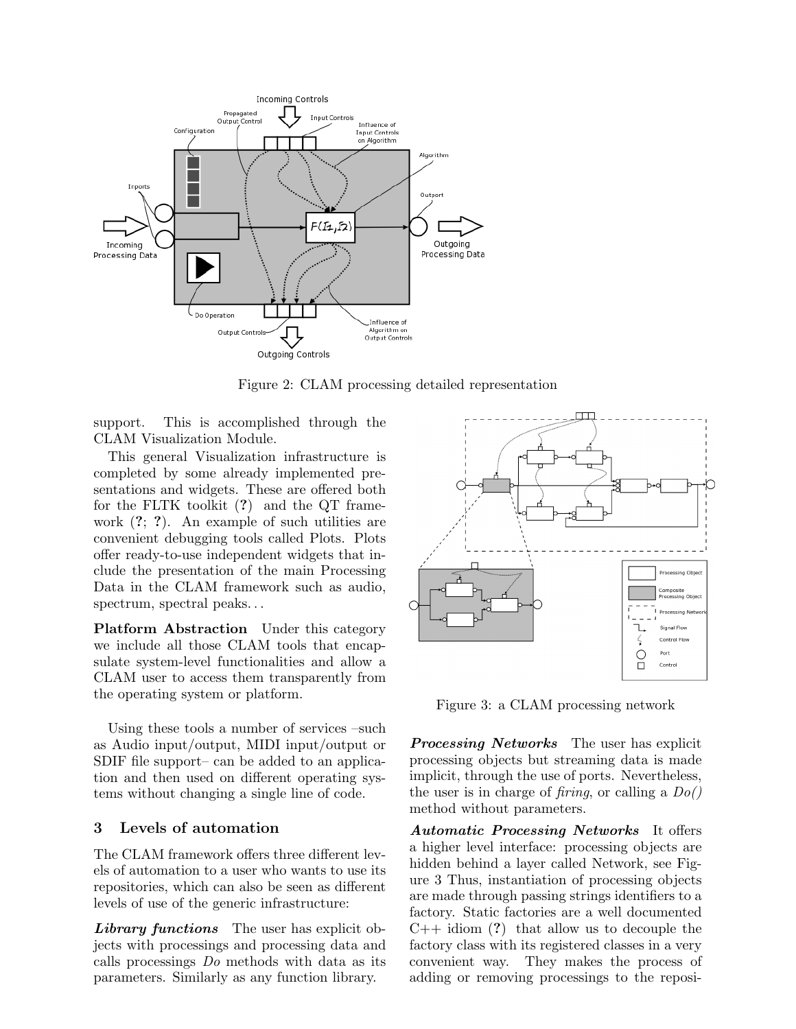Figure 2: CLAM processing detailed representation

support. This is accomplished through the CLAM Visualization Module.

This general Visualization infrastructure is completed by some already implemented presentations and widgets. These are offered both for the FLTK toolkit (?) and the QT framework (?; ?). An example of such utilities are convenient debugging tools called Plots. Plots offer ready-to-use independent widgets that include the presentation of the main Processing Data in the CLAM framework such as audio, spectrum, spectral peaks...

**Platform Abstraction** Under this category we include all those CLAM tools that encapsulate system-level functionalities and allow a CLAM user to access them transparently from the operating system or platform.

Using these tools a number of services –such as Audio input/output, MIDI input/output or SDIF file support– can be added to an application and then used on different operating systems without changing a single line of code.

## 3 Levels of automation

The CLAM framework offers three different levels of automation to a user who wants to use its repositories, which can also be seen as different levels of use of the generic infrastructure:

***Library functions*** The user has explicit objects with processings and processing data and calls processings *Do* methods with data as its parameters. Similarly as any function library.

Figure 3: a CLAM processing network

***Processing Networks*** The user has explicit processing objects but streaming data is made implicit, through the use of ports. Nevertheless, the user is in charge of *firing*, or calling a *Do()* method without parameters.

***Automatic Processing Networks*** It offers a higher level interface: processing objects are hidden behind a layer called Network, see Figure 3 Thus, instantiation of processing objects are made through passing strings identifiers to a factory. Static factories are a well documented C++ idiom (?) that allow us to decouple the factory class with its registered classes in a very convenient way. They makes the process of adding or removing processings to the reposi-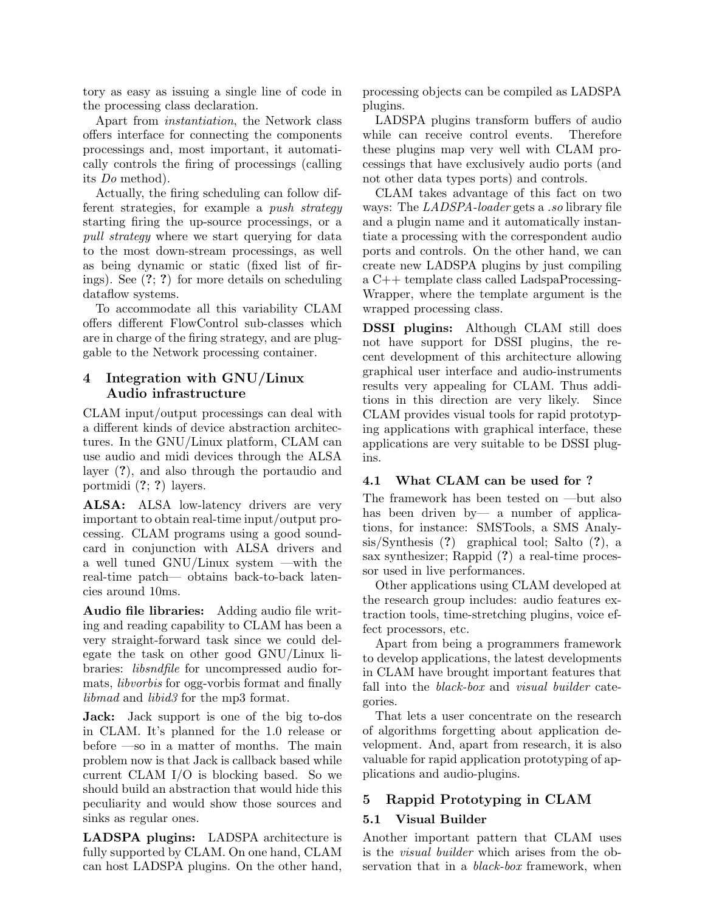tory as easy as issuing a single line of code in the processing class declaration.

Apart from *instantiation*, the Network class offers interface for connecting the components processings and, most important, it automatically controls the firing of processings (calling its *Do* method).

Actually, the firing scheduling can follow different strategies, for example a *push strategy* starting firing the up-source processings, or a *pull strategy* where we start querying for data to the most down-stream processings, as well as being dynamic or static (fixed list of firings). See (**?**; **?**) for more details on scheduling dataflow systems.

To accommodate all this variability CLAM offers different FlowControl sub-classes which are in charge of the firing strategy, and are pluggable to the Network processing container.

## 4 Integration with GNU/Linux Audio infrastructure

CLAM input/output processings can deal with a different kinds of device abstraction architectures. In the GNU/Linux platform, CLAM can use audio and midi devices through the ALSA layer (**?**), and also through the portaudio and portmidi (**?**; **?**) layers.

**ALSA:** ALSA low-latency drivers are very important to obtain real-time input/output processing. CLAM programs using a good soundcard in conjunction with ALSA drivers and a well tuned GNU/Linux system —with the real-time patch— obtains back-to-back latencies around 10ms.

**Audio file libraries:** Adding audio file writing and reading capability to CLAM has been a very straight-forward task since we could delegate the task on other good GNU/Linux libraries: *libsndfile* for uncompressed audio formats, *libvorbis* for ogg-vorbis format and finally *libmad* and *libid3* for the mp3 format.

**Jack:** Jack support is one of the big to-dos in CLAM. It's planned for the 1.0 release or before —so in a matter of months. The main problem now is that Jack is callback based while current CLAM I/O is blocking based. So we should build an abstraction that would hide this peculiarity and would show those sources and sinks as regular ones.

**LADSPA plugins:** LADSPA architecture is fully supported by CLAM. On one hand, CLAM can host LADSPA plugins. On the other hand, processing objects can be compiled as LADSPA plugins.

LADSPA plugins transform buffers of audio while can receive control events. Therefore these plugins map very well with CLAM processings that have exclusively audio ports (and not other data types ports) and controls.

CLAM takes advantage of this fact on two ways: The *LADSPA-loader* gets a *.so* library file and a plugin name and it automatically instantiate a processing with the correspondent audio ports and controls. On the other hand, we can create new LADSPA plugins by just compiling a C++ template class called LadspaProcessingWrapper, where the template argument is the wrapped processing class.

**DSSI plugins:** Although CLAM still does not have support for DSSI plugins, the recent development of this architecture allowing graphical user interface and audio-instruments results very appealing for CLAM. Thus additions in this direction are very likely. Since CLAM provides visual tools for rapid prototyping applications with graphical interface, these applications are very suitable to be DSSI plugins.

### 4.1 What CLAM can be used for ?

The framework has been tested on —but also has been driven by— a number of applications, for instance: SMSTools, a SMS Analysis/Synthesis (**?**) graphical tool; Salto (**?**), a sax synthesizer; Rappid (**?**) a real-time processor used in live performances.

Other applications using CLAM developed at the research group includes: audio features extraction tools, time-stretching plugins, voice effect processors, etc.

Apart from being a programmers framework to develop applications, the latest developments in CLAM have brought important features that fall into the *black-box* and *visual builder* categories.

That lets a user concentrate on the research of algorithms forgetting about application development. And, apart from research, it is also valuable for rapid application prototyping of applications and audio-plugins.

## 5 Rappid Prototyping in CLAM

### 5.1 Visual Builder

Another important pattern that CLAM uses is the *visual builder* which arises from the observation that in a *black-box* framework, when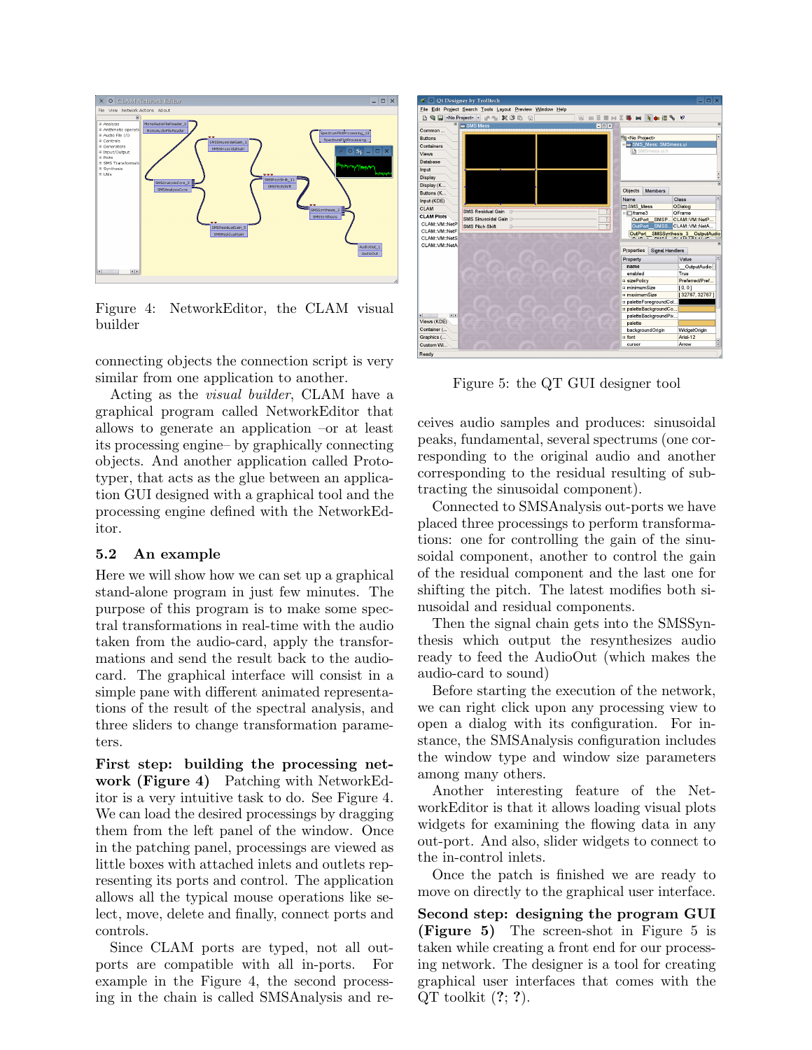Figure 4: NetworkEditor, the CLAM visual builder

connecting objects the connection script is very similar from one application to another.

Acting as the *visual builder*, CLAM have a graphical program called NetworkEditor that allows to generate an application –or at least its processing engine– by graphically connecting objects. And another application called Prototyper, that acts as the glue between an application GUI designed with a graphical tool and the processing engine defined with the NetworkEditor.

### 5.2 An example

Here we will show how we can set up a graphical stand-alone program in just few minutes. The purpose of this program is to make some spectral transformations in real-time with the audio taken from the audio-card, apply the transformations and send the result back to the audio-card. The graphical interface will consist in a simple pane with different animated representations of the result of the spectral analysis, and three sliders to change transformation parameters.

**First step: building the processing network (Figure 4)** Patching with NetworkEditor is a very intuitive task to do. See Figure 4. We can load the desired processings by dragging them from the left panel of the window. Once in the patching panel, processings are viewed as little boxes with attached inlets and outlets representing its ports and control. The application allows all the typical mouse operations like select, move, delete and finally, connect ports and controls.

Since CLAM ports are typed, not all outports are compatible with all in-ports. For example in the Figure 4, the second processing in the chain is called SMSAnalysis and receives audio samples and produces: sinusoidal peaks, fundamental, several spectrums (one corresponding to the original audio and another corresponding to the residual resulting of subtracting the sinusoidal component).

Figure 5: the QT GUI designer tool

Connected to SMSAnalysis out-ports we have placed three processings to perform transformations: one for controlling the gain of the sinusoidal component, another to control the gain of the residual component and the last one for shifting the pitch. The latest modifies both sinusoidal and residual components.

Then the signal chain gets into the SMSSynthesis which output the resynthesizes audio ready to feed the AudioOut (which makes the audio-card to sound)

Before starting the execution of the network, we can right click upon any processing view to open a dialog with its configuration. For instance, the SMSAnalysis configuration includes the window type and window size parameters among many others.

Another interesting feature of the NetworkEditor is that it allows loading visual plots widgets for examining the flowing data in any out-port. And also, slider widgets to connect to the in-control inlets.

Once the patch is finished we are ready to move on directly to the graphical user interface.

**Second step: designing the program GUI (Figure 5)** The screen-shot in Figure 5 is taken while creating a front end for our processing network. The designer is a tool for creating graphical user interfaces that comes with the QT toolkit (?; ?).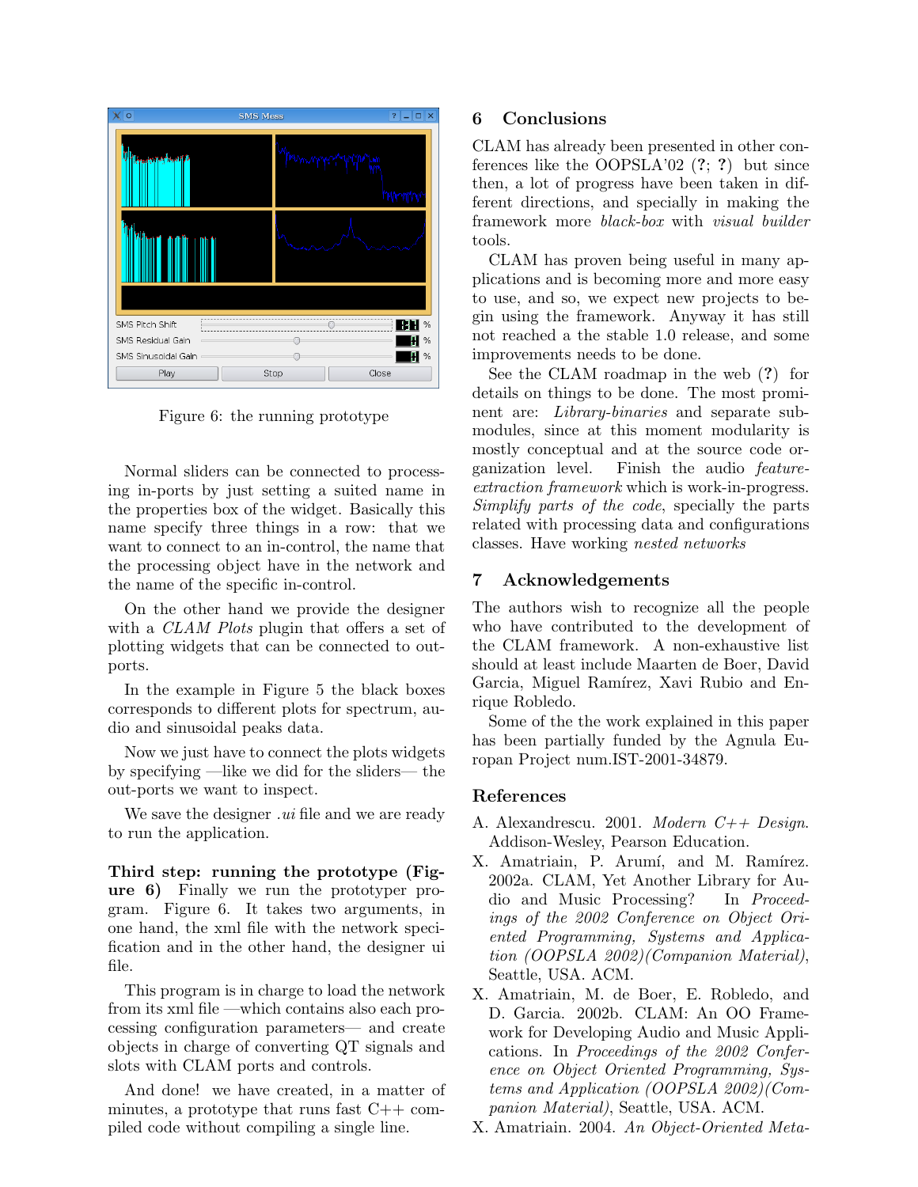Figure 6: the running prototype

Normal sliders can be connected to processing in-ports by just setting a suited name in the properties box of the widget. Basically this name specify three things in a row: that we want to connect to an in-control, the name that the processing object have in the network and the name of the specific in-control.

On the other hand we provide the designer with a *CLAM Plots* plugin that offers a set of plotting widgets that can be connected to outports.

In the example in Figure 5 the black boxes corresponds to different plots for spectrum, audio and sinusoidal peaks data.

Now we just have to connect the plots widgets by specifying —like we did for the sliders— the out-ports we want to inspect.

We save the designer *.ui* file and we are ready to run the application.

**Third step: running the prototype (Figure 6)** Finally we run the prototyper program. Figure 6. It takes two arguments, in one hand, the xml file with the network specification and in the other hand, the designer ui file.

This program is in charge to load the network from its xml file —which contains also each processing configuration parameters— and create objects in charge of converting QT signals and slots with CLAM ports and controls.

And done! we have created, in a matter of minutes, a prototype that runs fast C++ compiled code without compiling a single line.

## 6 Conclusions

CLAM has already been presented in other conferences like the OOPSLA'02 (?; ?) but since then, a lot of progress have been taken in different directions, and specially in making the framework more *black-box* with *visual builder* tools.

CLAM has proven being useful in many applications and is becoming more and more easy to use, and so, we expect new projects to begin using the framework. Anyway it has still not reached a the stable 1.0 release, and some improvements needs to be done.

See the CLAM roadmap in the web (?) for details on things to be done. The most prominent are: *Library-binaries* and separate submodules, since at this moment modularity is mostly conceptual and at the source code organization level. Finish the audio *feature-extraction framework* which is work-in-progress. *Simplify parts of the code*, specially the parts related with processing data and configurations classes. Have working *nested networks*

## 7 Acknowledgements

The authors wish to recognize all the people who have contributed to the development of the CLAM framework. A non-exhaustive list should at least include Maarten de Boer, David Garcia, Miguel Ramírez, Xavi Rubio and Enrique Robledo.

Some of the the work explained in this paper has been partially funded by the Agnula Europan Project num.IST-2001-34879.

## References

A. Alexandrescu. 2001. *Modern C++ Design*. Addison-Wesley, Pearson Education.

X. Amatriain, P. Arumí, and M. Ramírez. 2002a. CLAM, Yet Another Library for Audio and Music Processing? In *Proceedings of the 2002 Conference on Object Oriented Programming, Systems and Application (OOPSLA 2002)(Companion Material)*, Seattle, USA. ACM.

X. Amatriain, M. de Boer, E. Robledo, and D. Garcia. 2002b. CLAM: An OO Framework for Developing Audio and Music Applications. In *Proceedings of the 2002 Conference on Object Oriented Programming, Systems and Application (OOPSLA 2002)(Companion Material)*, Seattle, USA. ACM.

X. Amatriain. 2004. *An Object-Oriented Meta-*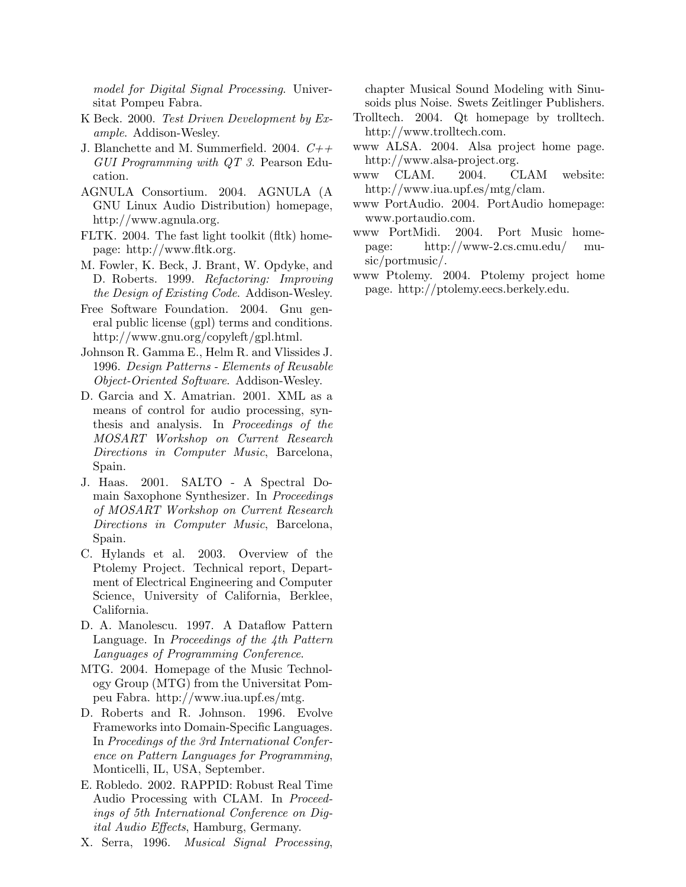model for Digital Signal Processing*. Universitat Pompeu Fabra.

K Beck. 2000. *Test Driven Development by Example*. Addison-Wesley.

J. Blanchette and M. Summerfield. 2004. *C++ GUI Programming with QT 3*. Pearson Education.

AGNULA Consortium. 2004. AGNULA (A GNU Linux Audio Distribution) homepage, http://www.agnula.org.

FLTK. 2004. The fast light toolkit (fltk) homepage: http://www.fltk.org.

M. Fowler, K. Beck, J. Brant, W. Opdyke, and D. Roberts. 1999. *Refactoring: Improving the Design of Existing Code*. Addison-Wesley.

Free Software Foundation. 2004. Gnu general public license (gpl) terms and conditions. http://www.gnu.org/copyleft/gpl.html.

Johnson R. Gamma E., Helm R. and Vlissides J. 1996. *Design Patterns - Elements of Reusable Object-Oriented Software*. Addison-Wesley.

D. Garcia and X. Amatrian. 2001. XML as a means of control for audio processing, synthesis and analysis. In *Proceedings of the MOSART Workshop on Current Research Directions in Computer Music*, Barcelona, Spain.

J. Haas. 2001. SALTO - A Spectral Domain Saxophone Synthesizer. In *Proceedings of MOSART Workshop on Current Research Directions in Computer Music*, Barcelona, Spain.

C. Hylands et al. 2003. Overview of the Ptolemy Project. Technical report, Department of Electrical Engineering and Computer Science, University of California, Berklee, California.

D. A. Manolescu. 1997. A Dataflow Pattern Language. In *Proceedings of the 4th Pattern Languages of Programming Conference*.

MTG. 2004. Homepage of the Music Technology Group (MTG) from the Universitat Pompeu Fabra. http://www.iua.upf.es/mtg.

D. Roberts and R. Johnson. 1996. Evolve Frameworks into Domain-Specific Languages. In *Procedings of the 3rd International Conference on Pattern Languages for Programming*, Monticelli, IL, USA, September.

E. Robledo. 2002. RAPPID: Robust Real Time Audio Processing with CLAM. In *Proceedings of 5th International Conference on Digital Audio Effects*, Hamburg, Germany.

X. Serra, 1996. *Musical Signal Processing*, chapter Musical Sound Modeling with Sinusoids plus Noise. Swets Zeitlinger Publishers.

Trolltech. 2004. Qt homepage by trolltech. http://www.trolltech.com.

www ALSA. 2004. Alsa project home page. http://www.alsa-project.org.

www CLAM. 2004. CLAM website: http://www.iua.upf.es/mtg/clam.

www PortAudio. 2004. PortAudio homepage: www.portaudio.com.

www PortMidi. 2004. Port Music homepage: http://www-2.cs.cmu.edu/ music/portmusic/.

www Ptolemy. 2004. Ptolemy project home page. http://ptolemy.eecs.berkely.edu.